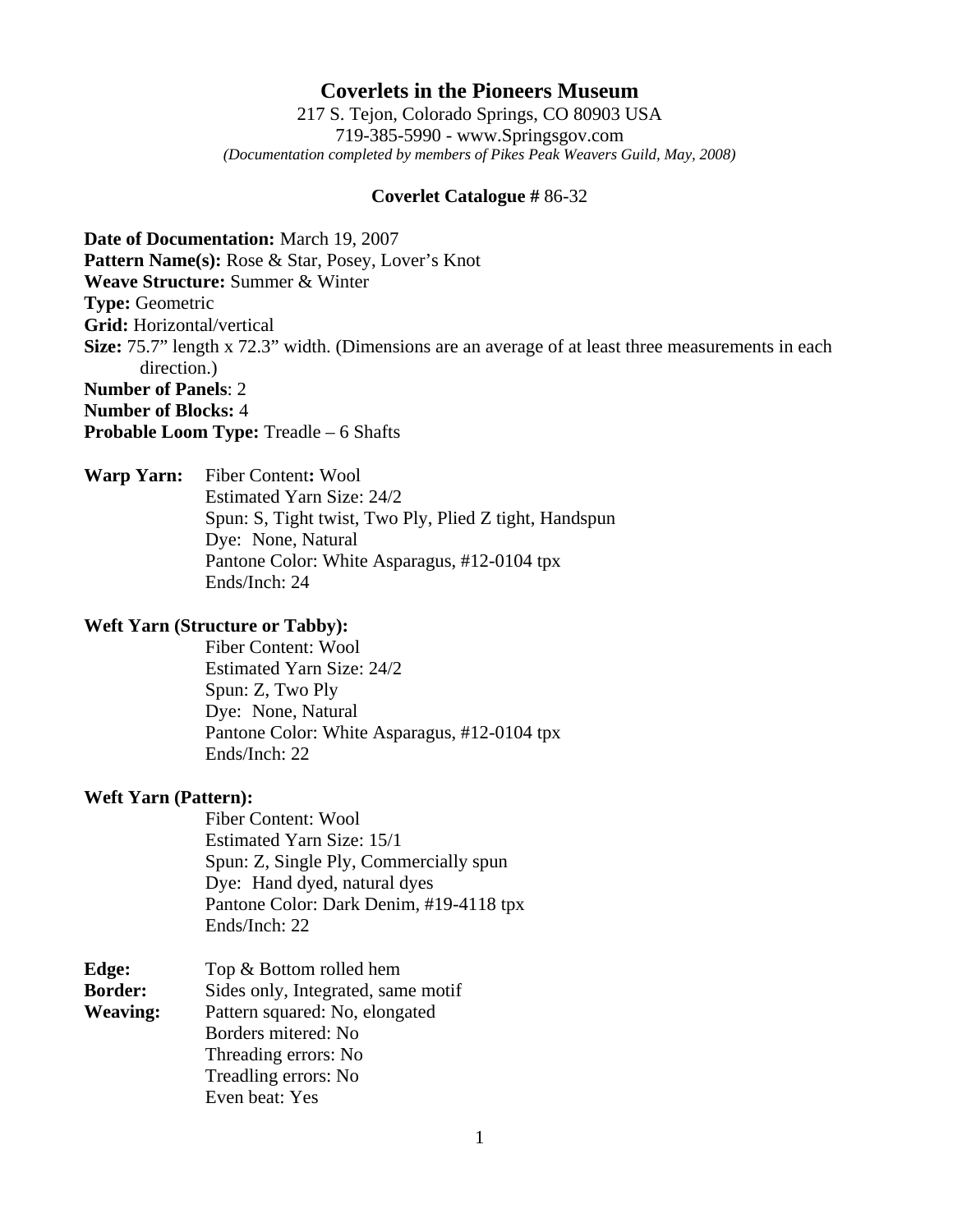# Coverlets in the Pioneers Museum

217 S. Tejon, Colorado Springs, CO 80903 USA
719-385-5990 - www.Springsgov.com
*(Documentation completed by members of Pikes Peak Weavers Guild, May, 2008)*

**Coverlet Catalogue #** 86-32

**Date of Documentation:** March 19, 2007
**Pattern Name(s):** Rose & Star, Posey, Lover's Knot
**Weave Structure:** Summer & Winter
**Type:** Geometric
**Grid:** Horizontal/vertical
**Size:** 75.7" length x 72.3" width. (Dimensions are an average of at least three measurements in each direction.)
**Number of Panels**: 2
**Number of Blocks:** 4
**Probable Loom Type:** Treadle – 6 Shafts

**Warp Yarn:**
Fiber Content**:** Wool
Estimated Yarn Size: 24/2
Spun: S, Tight twist, Two Ply, Plied Z tight, Handspun
Dye: None, Natural
Pantone Color: White Asparagus, #12-0104 tpx
Ends/Inch: 24

**Weft Yarn (Structure or Tabby):**
Fiber Content: Wool
Estimated Yarn Size: 24/2
Spun: Z, Two Ply
Dye: None, Natural
Pantone Color: White Asparagus, #12-0104 tpx
Ends/Inch: 22

**Weft Yarn (Pattern):**
Fiber Content: Wool
Estimated Yarn Size: 15/1
Spun: Z, Single Ply, Commercially spun
Dye: Hand dyed, natural dyes
Pantone Color: Dark Denim, #19-4118 tpx
Ends/Inch: 22

**Edge:** Top & Bottom rolled hem
**Border:** Sides only, Integrated, same motif
**Weaving:**
Pattern squared: No, elongated
Borders mitered: No
Threading errors: No
Treadling errors: No
Even beat: Yes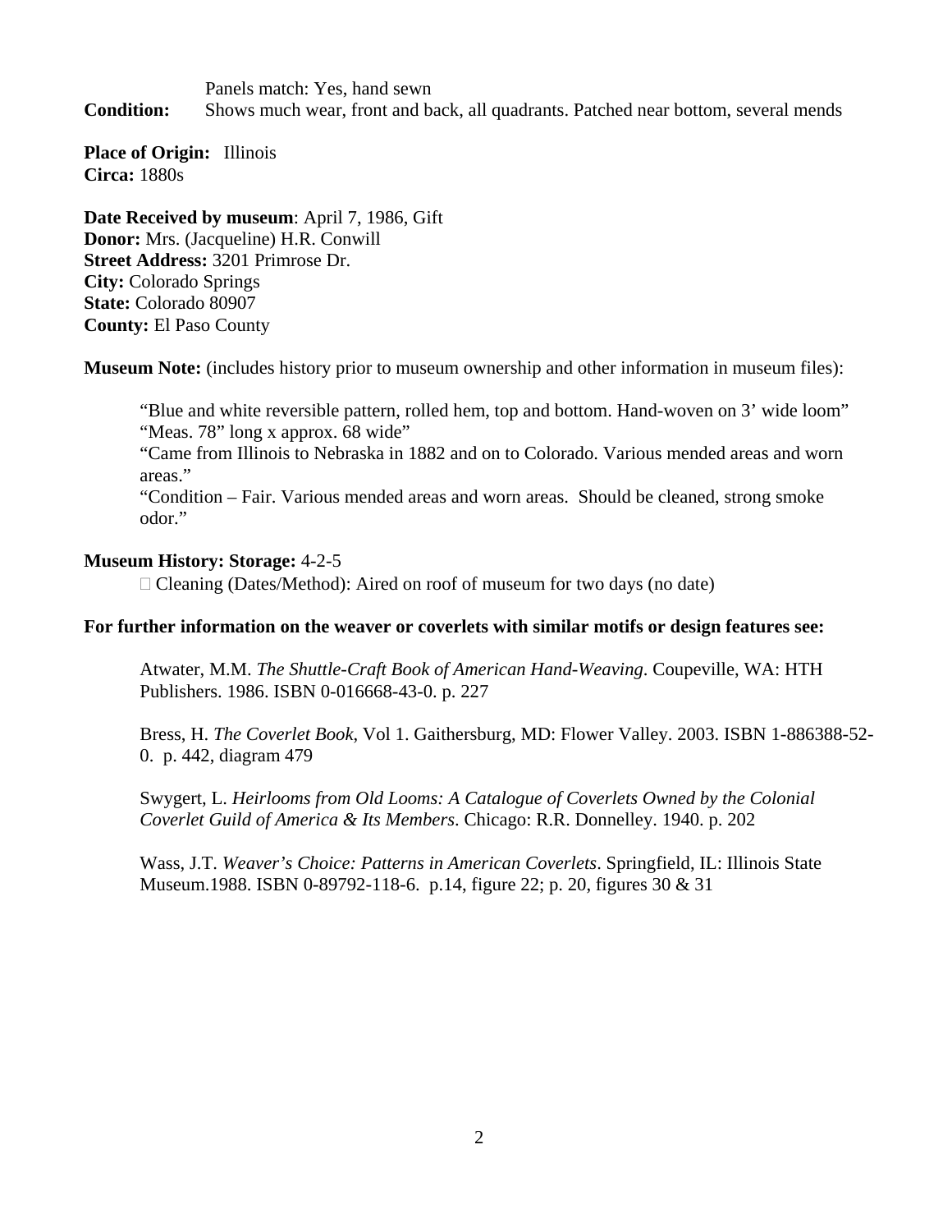Panels match: Yes, hand sewn

**Condition:** Shows much wear, front and back, all quadrants. Patched near bottom, several mends

**Place of Origin:** Illinois
**Circa:** 1880s

**Date Received by museum**: April 7, 1986, Gift
**Donor:** Mrs. (Jacqueline) H.R. Conwill
**Street Address:** 3201 Primrose Dr.
**City:** Colorado Springs
**State:** Colorado 80907
**County:** El Paso County

**Museum Note:** (includes history prior to museum ownership and other information in museum files):

> "Blue and white reversible pattern, rolled hem, top and bottom. Hand-woven on 3' wide loom"
> "Meas. 78" long x approx. 68 wide"
> "Came from Illinois to Nebraska in 1882 and on to Colorado. Various mended areas and worn areas."
> "Condition – Fair. Various mended areas and worn areas. Should be cleaned, strong smoke odor."

**Museum History: Storage:** 4-2-5

- Cleaning (Dates/Method): Aired on roof of museum for two days (no date)

**For further information on the weaver or coverlets with similar motifs or design features see:**

Atwater, M.M. *The Shuttle-Craft Book of American Hand-Weaving*. Coupeville, WA: HTH Publishers. 1986. ISBN 0-016668-43-0. p. 227

Bress, H. *The Coverlet Book*, Vol 1. Gaithersburg, MD: Flower Valley. 2003. ISBN 1-886388-52-0. p. 442, diagram 479

Swygert, L. *Heirlooms from Old Looms: A Catalogue of Coverlets Owned by the Colonial Coverlet Guild of America & Its Members*. Chicago: R.R. Donnelley. 1940. p. 202

Wass, J.T. *Weaver's Choice: Patterns in American Coverlets*. Springfield, IL: Illinois State Museum.1988. ISBN 0-89792-118-6. p.14, figure 22; p. 20, figures 30 & 31